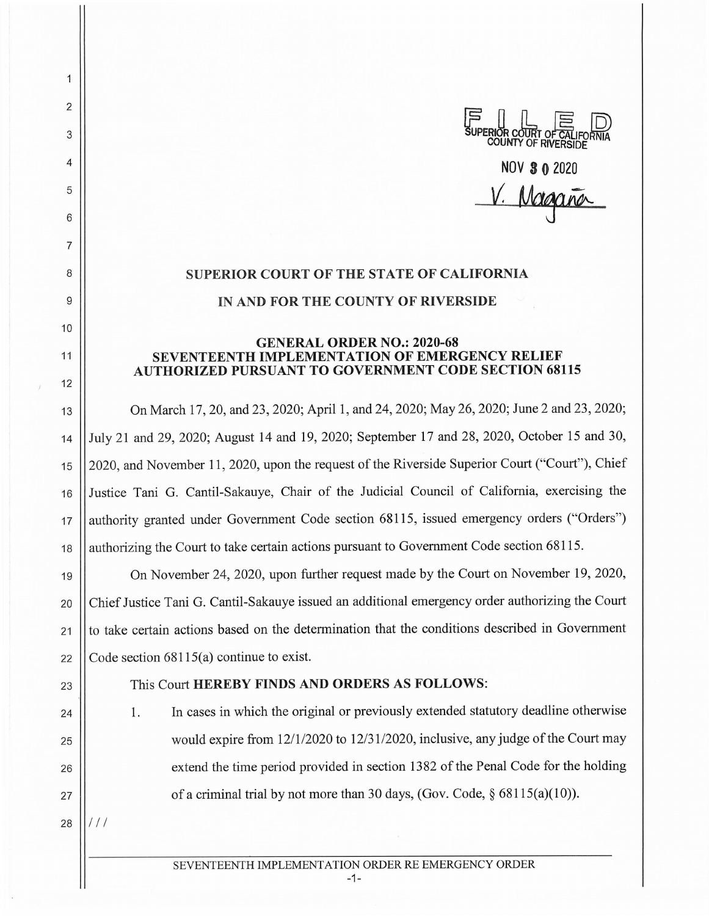FILED
SUPERIOR COURT OF CALIFORNIA
COUNTY OF RIVERSIDE

NOV 30 2020

V. Magaña

**SUPERIOR COURT OF THE STATE OF CALIFORNIA**

**IN AND FOR THE COUNTY OF RIVERSIDE**

**GENERAL ORDER NO.: 2020-68**
**SEVENTEENTH IMPLEMENTATION OF EMERGENCY RELIEF AUTHORIZED PURSUANT TO GOVERNMENT CODE SECTION 68115**

On March 17, 20, and 23, 2020; April 1, and 24, 2020; May 26, 2020; June 2 and 23, 2020; July 21 and 29, 2020; August 14 and 19, 2020; September 17 and 28, 2020, October 15 and 30, 2020, and November 11, 2020, upon the request of the Riverside Superior Court ("Court"), Chief Justice Tani G. Cantil-Sakauye, Chair of the Judicial Council of California, exercising the authority granted under Government Code section 68115, issued emergency orders ("Orders") authorizing the Court to take certain actions pursuant to Government Code section 68115.

On November 24, 2020, upon further request made by the Court on November 19, 2020, Chief Justice Tani G. Cantil-Sakauye issued an additional emergency order authorizing the Court to take certain actions based on the determination that the conditions described in Government Code section 68115(a) continue to exist.

This Court **HEREBY FINDS AND ORDERS AS FOLLOWS**:

1. In cases in which the original or previously extended statutory deadline otherwise would expire from 12/1/2020 to 12/31/2020, inclusive, any judge of the Court may extend the time period provided in section 1382 of the Penal Code for the holding of a criminal trial by not more than 30 days, (Gov. Code, § 68115(a)(10)).

///

SEVENTEENTH IMPLEMENTATION ORDER RE EMERGENCY ORDER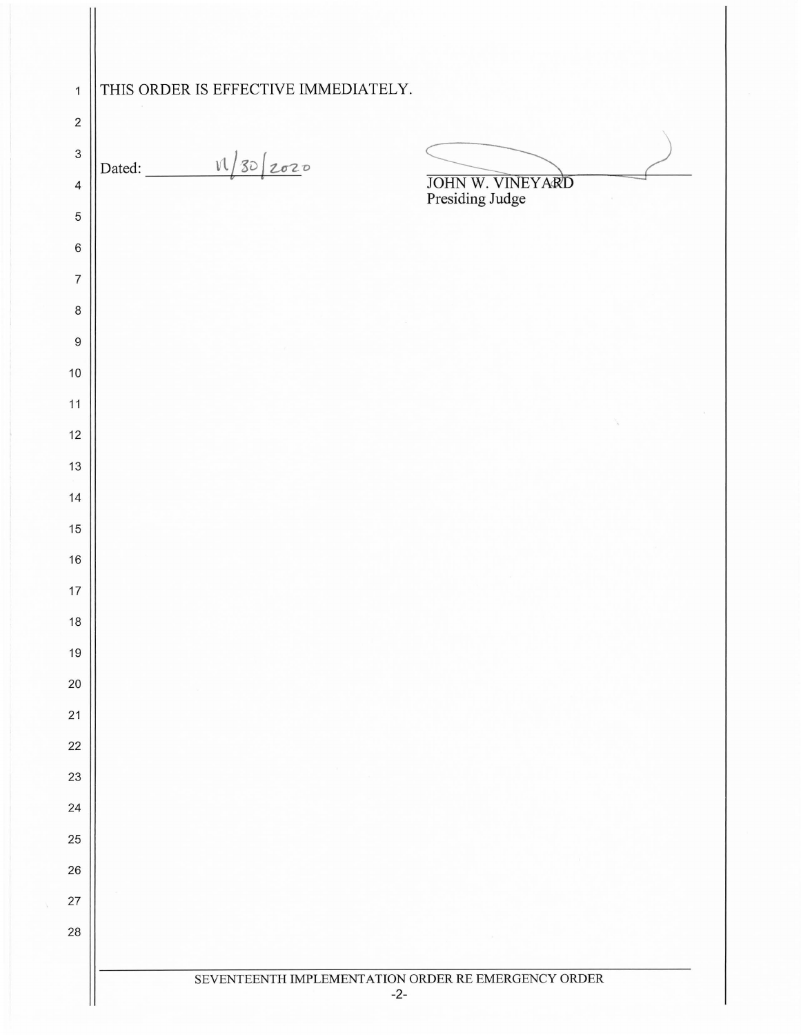THIS ORDER IS EFFECTIVE IMMEDIATELY.

Dated: 11/30/2020

JOHN W. VINEYARD
Presiding Judge

SEVENTEENTH IMPLEMENTATION ORDER RE EMERGENCY ORDER